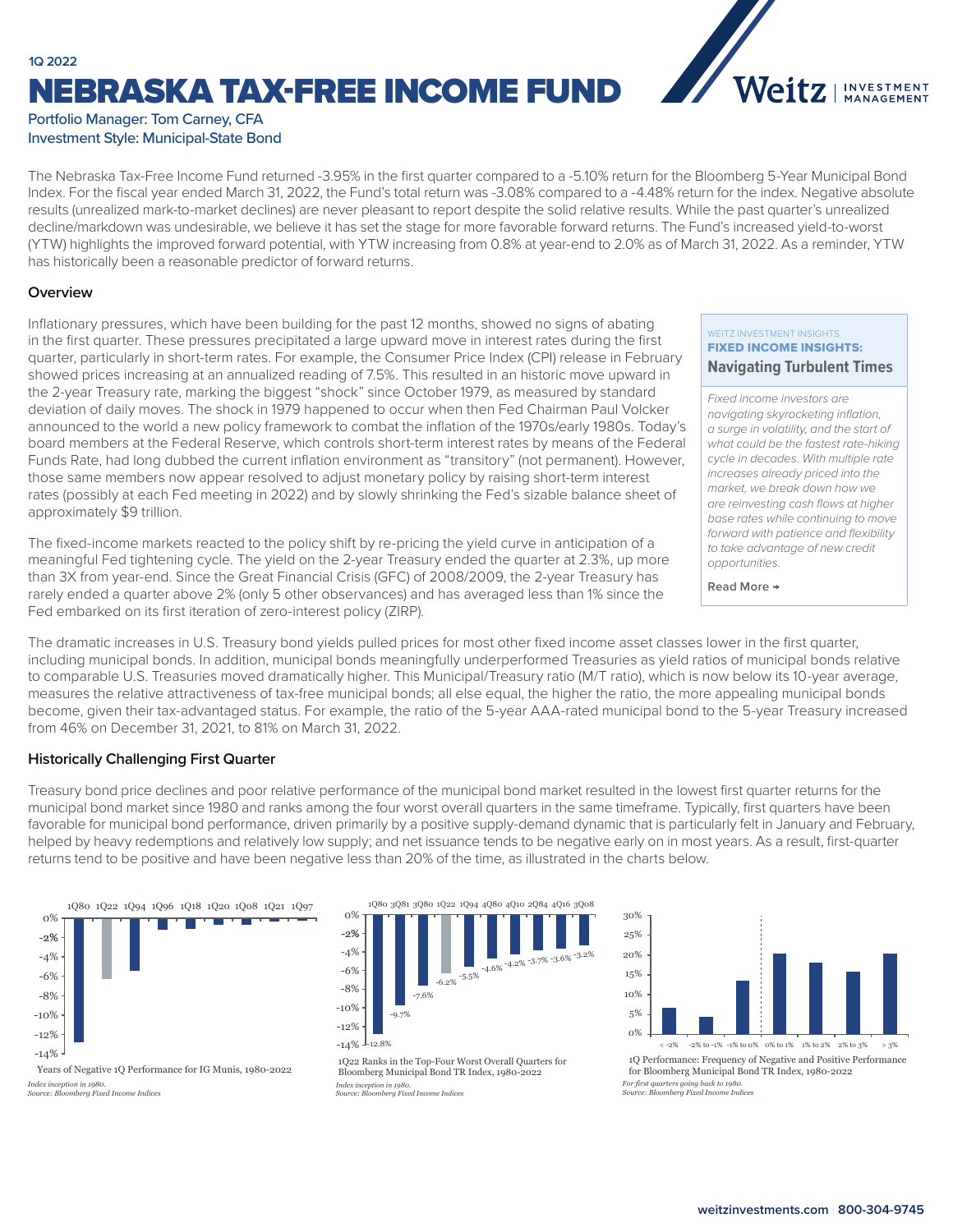1Q 2022

# NEBRASKA TAX-FREE INCOME FUND

Portfolio Manager: Tom Carney, CFA
Investment Style: Municipal-State Bond

The Nebraska Tax-Free Income Fund returned -3.95% in the first quarter compared to a -5.10% return for the Bloomberg 5-Year Municipal Bond Index. For the fiscal year ended March 31, 2022, the Fund's total return was -3.08% compared to a -4.48% return for the index. Negative absolute results (unrealized mark-to-market declines) are never pleasant to report despite the solid relative results. While the past quarter's unrealized decline/markdown was undesirable, we believe it has set the stage for more favorable forward returns. The Fund's increased yield-to-worst (YTW) highlights the improved forward potential, with YTW increasing from 0.8% at year-end to 2.0% as of March 31, 2022. As a reminder, YTW has historically been a reasonable predictor of forward returns.

## Overview

Inflationary pressures, which have been building for the past 12 months, showed no signs of abating in the first quarter. These pressures precipitated a large upward move in interest rates during the first quarter, particularly in short-term rates. For example, the Consumer Price Index (CPI) release in February showed prices increasing at an annualized reading of 7.5%. This resulted in an historic move upward in the 2-year Treasury rate, marking the biggest "shock" since October 1979, as measured by standard deviation of daily moves. The shock in 1979 happened to occur when then Fed Chairman Paul Volcker announced to the world a new policy framework to combat the inflation of the 1970s/early 1980s. Today's board members at the Federal Reserve, which controls short-term interest rates by means of the Federal Funds Rate, had long dubbed the current inflation environment as "transitory" (not permanent). However, those same members now appear resolved to adjust monetary policy by raising short-term interest rates (possibly at each Fed meeting in 2022) and by slowly shrinking the Fed's sizable balance sheet of approximately $9 trillion.

The fixed-income markets reacted to the policy shift by re-pricing the yield curve in anticipation of a meaningful Fed tightening cycle. The yield on the 2-year Treasury ended the quarter at 2.3%, up more than 3X from year-end. Since the Great Financial Crisis (GFC) of 2008/2009, the 2-year Treasury has rarely ended a quarter above 2% (only 5 other observations) and has averaged less than 1% since the Fed embarked on its first iteration of zero-interest policy (ZIRP).

> WEITZ INVESTMENT INSIGHTS
> **FIXED INCOME INSIGHTS:**
> **Navigating Turbulent Times**
>
> *Fixed income investors are navigating skyrocketing inflation, a surge in volatility, and the start of what could be the fastest rate-hiking cycle in decades. With multiple rate increases already priced into the market, we break down how we are reinvesting cash flows at higher base rates while continuing to move forward with patience and flexibility to take advantage of new credit opportunities.*
>
> **Read More →**

The dramatic increases in U.S. Treasury bond yields pulled prices for most other fixed income asset classes lower in the first quarter, including municipal bonds. In addition, municipal bonds meaningfully underperformed Treasuries as yield ratios of municipal bonds relative to comparable U.S. Treasuries moved dramatically higher. This Municipal/Treasury ratio (M/T ratio), which is now below its 10-year average, measures the relative attractiveness of tax-free municipal bonds; all else equal, the higher the ratio, the more appealing municipal bonds become, given their tax-advantaged status. For example, the ratio of the 5-year AAA-rated municipal bond to the 5-year Treasury increased from 46% on December 31, 2021, to 81% on March 31, 2022.

## Historically Challenging First Quarter

Treasury bond price declines and poor relative performance of the municipal bond market resulted in the lowest first quarter returns for the municipal bond market since 1980 and ranks among the four worst overall quarters in the same timeframe. Typically, first quarters have been favorable for municipal bond performance, driven primarily by a positive supply-demand dynamic that is particularly felt in January and February, helped by heavy redemptions and relatively low supply; and net issuance tends to be negative early on in most years. As a result, first-quarter returns tend to be positive and have been negative less than 20% of the time, as illustrated in the charts below.

Years of Negative 1Q Performance for IG Munis, 1980-2022
*Index inception in 1980.*
*Source: Bloomberg Fixed Income Indices*

1Q22 Ranks in the Top-Four Worst Overall Quarters for Bloomberg Municipal Bond TR Index, 1980-2022
*Index inception in 1980.*
*Source: Bloomberg Fixed Income Indices*

| Quarter | 1Q80 | 3Q81 | 3Q80 | 1Q22 | 1Q94 | 4Q80 | 4Q10 | 2Q84 | 4Q16 | 3Q08 |
|---|---|---|---|---|---|---|---|---|---|---|
| Return | -12.8% | -9.7% | -7.6% | -6.2% | -5.5% | -4.6% | -4.2% | -3.7% | -3.6% | -3.2% |

1Q Performance: Frequency of Negative and Positive Performance for Bloomberg Municipal Bond TR Index, 1980-2022
*For first quarters going back to 1980.*
*Source: Bloomberg Fixed Income Indices*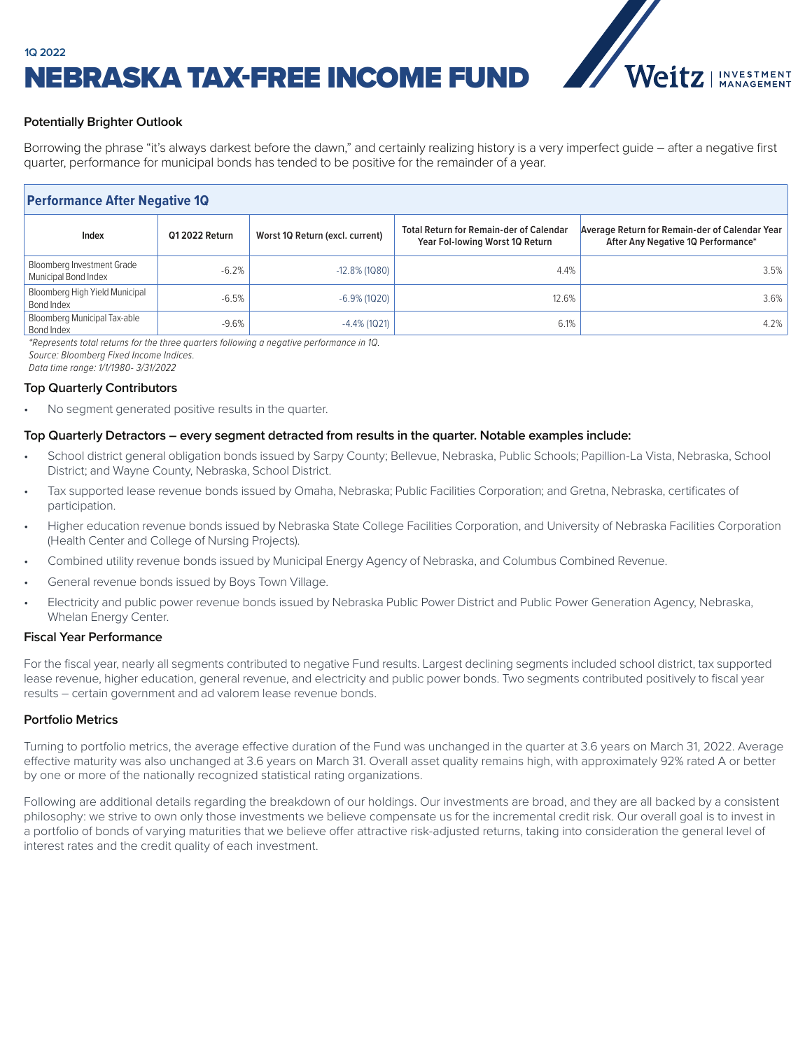1Q 2022

# NEBRASKA TAX-FREE INCOME FUND

### Potentially Brighter Outlook

Borrowing the phrase "it's always darkest before the dawn," and certainly realizing history is a very imperfect guide – after a negative first quarter, performance for municipal bonds has tended to be positive for the remainder of a year.

**Performance After Negative 1Q**

| Index | Q1 2022 Return | Worst 1Q Return (excl. current) | Total Return for Remain-der of Calendar Year Fol-lowing Worst 1Q Return | Average Return for Remain-der of Calendar Year After Any Negative 1Q Performance* |
|---|---|---|---|---|
| Bloomberg Investment Grade Municipal Bond Index | -6.2% | -12.8% (1Q80) | 4.4% | 3.5% |
| Bloomberg High Yield Municipal Bond Index | -6.5% | -6.9% (1Q20) | 12.6% | 3.6% |
| Bloomberg Municipal Tax-able Bond Index | -9.6% | -4.4% (1Q21) | 6.1% | 4.2% |

*\*Represents total returns for the three quarters following a negative performance in 1Q.*
*Source: Bloomberg Fixed Income Indices.*
*Data time range: 1/1/1980- 3/31/2022*

### Top Quarterly Contributors

- No segment generated positive results in the quarter.

### Top Quarterly Detractors – every segment detracted from results in the quarter. Notable examples include:

- School district general obligation bonds issued by Sarpy County; Bellevue, Nebraska, Public Schools; Papillion-La Vista, Nebraska, School District; and Wayne County, Nebraska, School District.
- Tax supported lease revenue bonds issued by Omaha, Nebraska; Public Facilities Corporation; and Gretna, Nebraska, certificates of participation.
- Higher education revenue bonds issued by Nebraska State College Facilities Corporation, and University of Nebraska Facilities Corporation (Health Center and College of Nursing Projects).
- Combined utility revenue bonds issued by Municipal Energy Agency of Nebraska, and Columbus Combined Revenue.
- General revenue bonds issued by Boys Town Village.
- Electricity and public power revenue bonds issued by Nebraska Public Power District and Public Power Generation Agency, Nebraska, Whelan Energy Center.

### Fiscal Year Performance

For the fiscal year, nearly all segments contributed to negative Fund results. Largest declining segments included school district, tax supported lease revenue, higher education, general revenue, and electricity and public power bonds. Two segments contributed positively to fiscal year results – certain government and ad valorem lease revenue bonds.

### Portfolio Metrics

Turning to portfolio metrics, the average effective duration of the Fund was unchanged in the quarter at 3.6 years on March 31, 2022. Average effective maturity was also unchanged at 3.6 years on March 31. Overall asset quality remains high, with approximately 92% rated A or better by one or more of the nationally recognized statistical rating organizations.

Following are additional details regarding the breakdown of our holdings. Our investments are broad, and they are all backed by a consistent philosophy: we strive to own only those investments we believe compensate us for the incremental credit risk. Our overall goal is to invest in a portfolio of bonds of varying maturities that we believe offer attractive risk-adjusted returns, taking into consideration the general level of interest rates and the credit quality of each investment.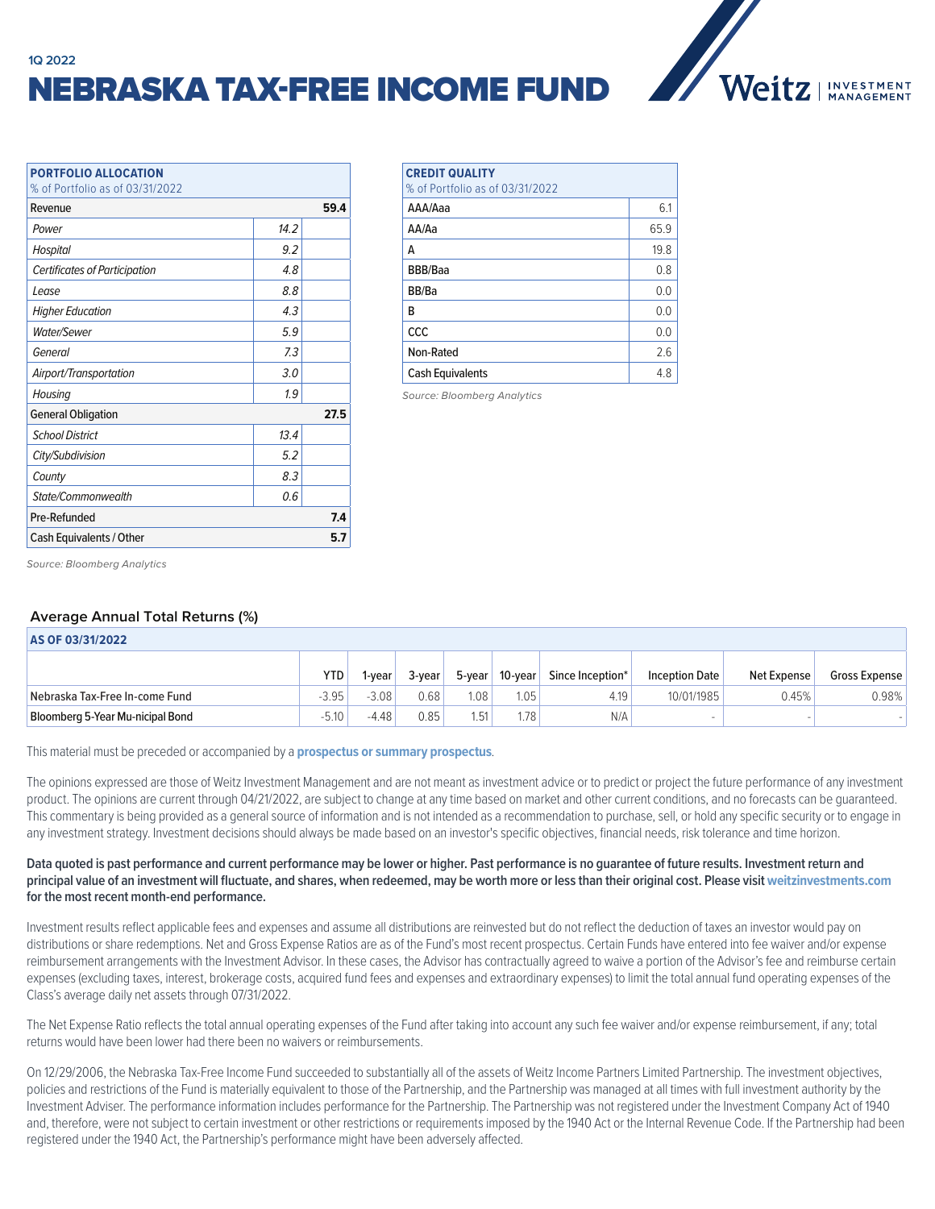1Q 2022

# NEBRASKA TAX-FREE INCOME FUND

| **PORTFOLIO ALLOCATION**<br>% of Portfolio as of 03/31/2022 | | |
|---|---|---|
| Revenue | | **59.4** |
| *Power* | *14.2* | |
| *Hospital* | *9.2* | |
| *Certificates of Participation* | *4.8* | |
| *Lease* | *8.8* | |
| *Higher Education* | *4.3* | |
| *Water/Sewer* | *5.9* | |
| *General* | *7.3* | |
| *Airport/Transportation* | *3.0* | |
| *Housing* | *1.9* | |
| General Obligation | | **27.5** |
| *School District* | *13.4* | |
| *City/Subdivision* | *5.2* | |
| *County* | *8.3* | |
| *State/Commonwealth* | *0.6* | |
| Pre-Refunded | | **7.4** |
| Cash Equivalents / Other | | **5.7** |

*Source: Bloomberg Analytics*

| **CREDIT QUALITY**<br>% of Portfolio as of 03/31/2022 | |
|---|---|
| AAA/Aaa | 6.1 |
| AA/Aa | 65.9 |
| A | 19.8 |
| BBB/Baa | 0.8 |
| BB/Ba | 0.0 |
| B | 0.0 |
| CCC | 0.0 |
| Non-Rated | 2.6 |
| Cash Equivalents | 4.8 |

*Source: Bloomberg Analytics*

## Average Annual Total Returns (%)

**AS OF 03/31/2022**

| | YTD | 1-year | 3-year | 5-year | 10-year | Since Inception* | Inception Date | Net Expense | Gross Expense |
|---|---|---|---|---|---|---|---|---|---|
| Nebraska Tax-Free In-come Fund | -3.95 | -3.08 | 0.68 | 1.08 | 1.05 | 4.19 | 10/01/1985 | 0.45% | 0.98% |
| Bloomberg 5-Year Mu-nicipal Bond | -5.10 | -4.48 | 0.85 | 1.51 | 1.78 | N/A | - | - | - |

This material must be preceded or accompanied by a **prospectus or summary prospectus**.

The opinions expressed are those of Weitz Investment Management and are not meant as investment advice or to predict or project the future performance of any investment product. The opinions are current through 04/21/2022, are subject to change at any time based on market and other current conditions, and no forecasts can be guaranteed. This commentary is being provided as a general source of information and is not intended as a recommendation to purchase, sell, or hold any specific security or to engage in any investment strategy. Investment decisions should always be made based on an investor's specific objectives, financial needs, risk tolerance and time horizon.

**Data quoted is past performance and current performance may be lower or higher. Past performance is no guarantee of future results. Investment return and principal value of an investment will fluctuate, and shares, when redeemed, may be worth more or less than their original cost. Please visit weitzinvestments.com for the most recent month-end performance.**

Investment results reflect applicable fees and expenses and assume all distributions are reinvested but do not reflect the deduction of taxes an investor would pay on distributions or share redemptions. Net and Gross Expense Ratios are as of the Fund's most recent prospectus. Certain Funds have entered into fee waiver and/or expense reimbursement arrangements with the Investment Advisor. In these cases, the Advisor has contractually agreed to waive a portion of the Advisor's fee and reimburse certain expenses (excluding taxes, interest, brokerage costs, acquired fund fees and expenses and extraordinary expenses) to limit the total annual fund operating expenses of the Class's average daily net assets through 07/31/2022.

The Net Expense Ratio reflects the total annual operating expenses of the Fund after taking into account any such fee waiver and/or expense reimbursement, if any; total returns would have been lower had there been no waivers or reimbursements.

On 12/29/2006, the Nebraska Tax-Free Income Fund succeeded to substantially all of the assets of Weitz Income Partners Limited Partnership. The investment objectives, policies and restrictions of the Fund is materially equivalent to those of the Partnership, and the Partnership was managed at all times with full investment authority by the Investment Adviser. The performance information includes performance for the Partnership. The Partnership was not registered under the Investment Company Act of 1940 and, therefore, were not subject to certain investment or other restrictions or requirements imposed by the 1940 Act or the Internal Revenue Code. If the Partnership had been registered under the 1940 Act, the Partnership's performance might have been adversely affected.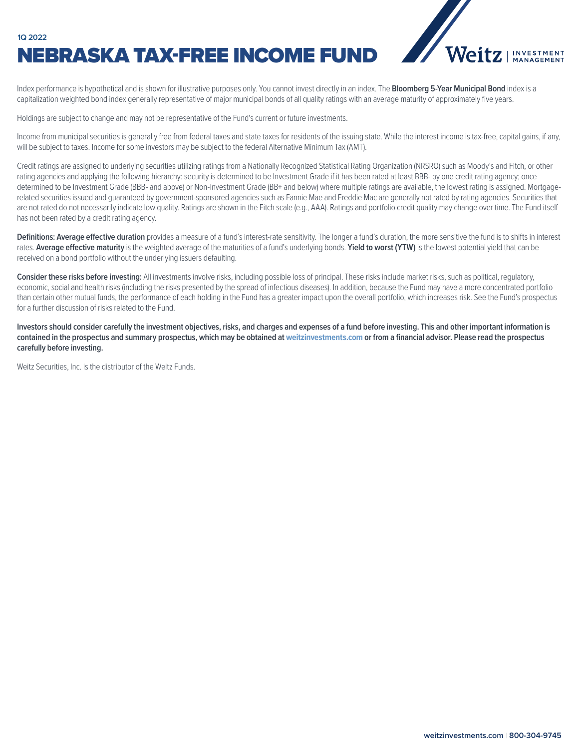1Q 2022

# NEBRASKA TAX-FREE INCOME FUND

Index performance is hypothetical and is shown for illustrative purposes only. You cannot invest directly in an index. The **Bloomberg 5-Year Municipal Bond** index is a capitalization weighted bond index generally representative of major municipal bonds of all quality ratings with an average maturity of approximately five years.

Holdings are subject to change and may not be representative of the Fund's current or future investments.

Income from municipal securities is generally free from federal taxes and state taxes for residents of the issuing state. While the interest income is tax-free, capital gains, if any, will be subject to taxes. Income for some investors may be subject to the federal Alternative Minimum Tax (AMT).

Credit ratings are assigned to underlying securities utilizing ratings from a Nationally Recognized Statistical Rating Organization (NRSRO) such as Moody's and Fitch, or other rating agencies and applying the following hierarchy: security is determined to be Investment Grade if it has been rated at least BBB- by one credit rating agency; once determined to be Investment Grade (BBB- and above) or Non-Investment Grade (BB+ and below) where multiple ratings are available, the lowest rating is assigned. Mortgage-related securities issued and guaranteed by government-sponsored agencies such as Fannie Mae and Freddie Mac are generally not rated by rating agencies. Securities that are not rated do not necessarily indicate low quality. Ratings are shown in the Fitch scale (e.g., AAA). Ratings and portfolio credit quality may change over time. The Fund itself has not been rated by a credit rating agency.

**Definitions: Average effective duration** provides a measure of a fund's interest-rate sensitivity. The longer a fund's duration, the more sensitive the fund is to shifts in interest rates. **Average effective maturity** is the weighted average of the maturities of a fund's underlying bonds. **Yield to worst (YTW)** is the lowest potential yield that can be received on a bond portfolio without the underlying issuers defaulting.

**Consider these risks before investing:** All investments involve risks, including possible loss of principal. These risks include market risks, such as political, regulatory, economic, social and health risks (including the risks presented by the spread of infectious diseases). In addition, because the Fund may have a more concentrated portfolio than certain other mutual funds, the performance of each holding in the Fund has a greater impact upon the overall portfolio, which increases risk. See the Fund's prospectus for a further discussion of risks related to the Fund.

**Investors should consider carefully the investment objectives, risks, and charges and expenses of a fund before investing. This and other important information is contained in the prospectus and summary prospectus, which may be obtained at weitzinvestments.com or from a financial advisor. Please read the prospectus carefully before investing.**

Weitz Securities, Inc. is the distributor of the Weitz Funds.